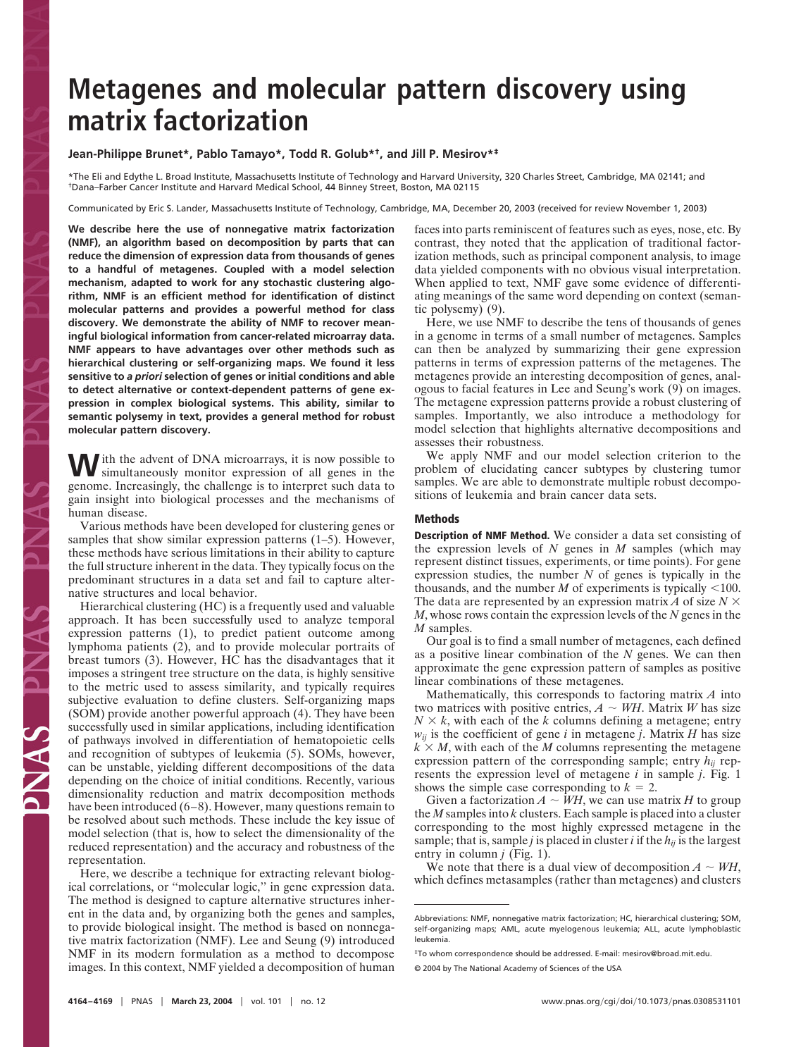# Metagenes and molecular pattern discovery using matrix factorization

**Jean-Philippe Brunet*, Pablo Tamayo*, Todd R. Golub*†, and Jill P. Mesirov*‡**

*The Eli and Edythe L. Broad Institute, Massachusetts Institute of Technology and Harvard University, 320 Charles Street, Cambridge, MA 02141; and †Dana–Farber Cancer Institute and Harvard Medical School, 44 Binney Street, Boston, MA 02115

Communicated by Eric S. Lander, Massachusetts Institute of Technology, Cambridge, MA, December 20, 2003 (received for review November 1, 2003)

**We describe here the use of nonnegative matrix factorization (NMF), an algorithm based on decomposition by parts that can reduce the dimension of expression data from thousands of genes to a handful of metagenes. Coupled with a model selection mechanism, adapted to work for any stochastic clustering algorithm, NMF is an efficient method for identification of distinct molecular patterns and provides a powerful method for class discovery. We demonstrate the ability of NMF to recover meaningful biological information from cancer-related microarray data. NMF appears to have advantages over other methods such as hierarchical clustering or self-organizing maps. We found it less sensitive to *a priori* selection of genes or initial conditions and able to detect alternative or context-dependent patterns of gene expression in complex biological systems. This ability, similar to semantic polysemy in text, provides a general method for robust molecular pattern discovery.**

With the advent of DNA microarrays, it is now possible to simultaneously monitor expression of all genes in the genome. Increasingly, the challenge is to interpret such data to gain insight into biological processes and the mechanisms of human disease.

Various methods have been developed for clustering genes or samples that show similar expression patterns (1–5). However, these methods have serious limitations in their ability to capture the full structure inherent in the data. They typically focus on the predominant structures in a data set and fail to capture alternative structures and local behavior.

Hierarchical clustering (HC) is a frequently used and valuable approach. It has been successfully used to analyze temporal expression patterns (1), to predict patient outcome among lymphoma patients (2), and to provide molecular portraits of breast tumors (3). However, HC has the disadvantages that it imposes a stringent tree structure on the data, is highly sensitive to the metric used to assess similarity, and typically requires subjective evaluation to define clusters. Self-organizing maps (SOM) provide another powerful approach (4). They have been successfully used in similar applications, including identification of pathways involved in differentiation of hematopoietic cells and recognition of subtypes of leukemia (5). SOMs, however, can be unstable, yielding different decompositions of the data depending on the choice of initial conditions. Recently, various dimensionality reduction and matrix decomposition methods have been introduced (6–8). However, many questions remain to be resolved about such methods. These include the key issue of model selection (that is, how to select the dimensionality of the reduced representation) and the accuracy and robustness of the representation.

Here, we describe a technique for extracting relevant biological correlations, or "molecular logic," in gene expression data. The method is designed to capture alternative structures inherent in the data and, by organizing both the genes and samples, to provide biological insight. The method is based on nonnegative matrix factorization (NMF). Lee and Seung (9) introduced NMF in its modern formulation as a method to decompose images. In this context, NMF yielded a decomposition of human faces into parts reminiscent of features such as eyes, nose, etc. By contrast, they noted that the application of traditional factorization methods, such as principal component analysis, to image data yielded components with no obvious visual interpretation. When applied to text, NMF gave some evidence of differentiating meanings of the same word depending on context (semantic polysemy) (9).

Here, we use NMF to describe the tens of thousands of genes in a genome in terms of a small number of metagenes. Samples can then be analyzed by summarizing their gene expression patterns in terms of expression patterns of the metagenes. The metagenes provide an interesting decomposition of genes, analogous to facial features in Lee and Seung's work (9) on images. The metagene expression patterns provide a robust clustering of samples. Importantly, we also introduce a methodology for model selection that highlights alternative decompositions and assesses their robustness.

We apply NMF and our model selection criterion to the problem of elucidating cancer subtypes by clustering tumor samples. We are able to demonstrate multiple robust decompositions of leukemia and brain cancer data sets.

## Methods

**Description of NMF Method.** We consider a data set consisting of the expression levels of $N$ genes in $M$ samples (which may represent distinct tissues, experiments, or time points). For gene expression studies, the number $N$ of genes is typically in the thousands, and the number $M$ of experiments is typically $<100$. The data are represented by an expression matrix $A$ of size $N \times M$, whose rows contain the expression levels of the $N$ genes in the $M$ samples.

Our goal is to find a small number of metagenes, each defined as a positive linear combination of the $N$ genes. We can then approximate the gene expression pattern of samples as positive linear combinations of these metagenes.

Mathematically, this corresponds to factoring matrix $A$ into two matrices with positive entries, $A \sim WH$. Matrix $W$ has size $N \times k$, with each of the $k$ columns defining a metagene; entry $w_{ij}$ is the coefficient of gene $i$ in metagene $j$. Matrix $H$ has size $k \times M$, with each of the $M$ columns representing the metagene expression pattern of the corresponding sample; entry $h_{ij}$ represents the expression level of metagene $i$ in sample $j$. Fig. 1 shows the simple case corresponding to $k = 2$.

Given a factorization $A \sim WH$, we can use matrix $H$ to group the $M$ samples into $k$ clusters. Each sample is placed into a cluster corresponding to the most highly expressed metagene in the sample; that is, sample $j$ is placed in cluster $i$ if the $h_{ij}$ is the largest entry in column $j$ (Fig. 1).

We note that there is a dual view of decomposition $A \sim WH$, which defines metasamples (rather than metagenes) and clusters

Abbreviations: NMF, nonnegative matrix factorization; HC, hierarchical clustering; SOM, self-organizing maps; AML, acute myelogenous leukemia; ALL, acute lymphoblastic leukemia.

‡To whom correspondence should be addressed. E-mail: mesirov@broad.mit.edu.

© 2004 by The National Academy of Sciences of the USA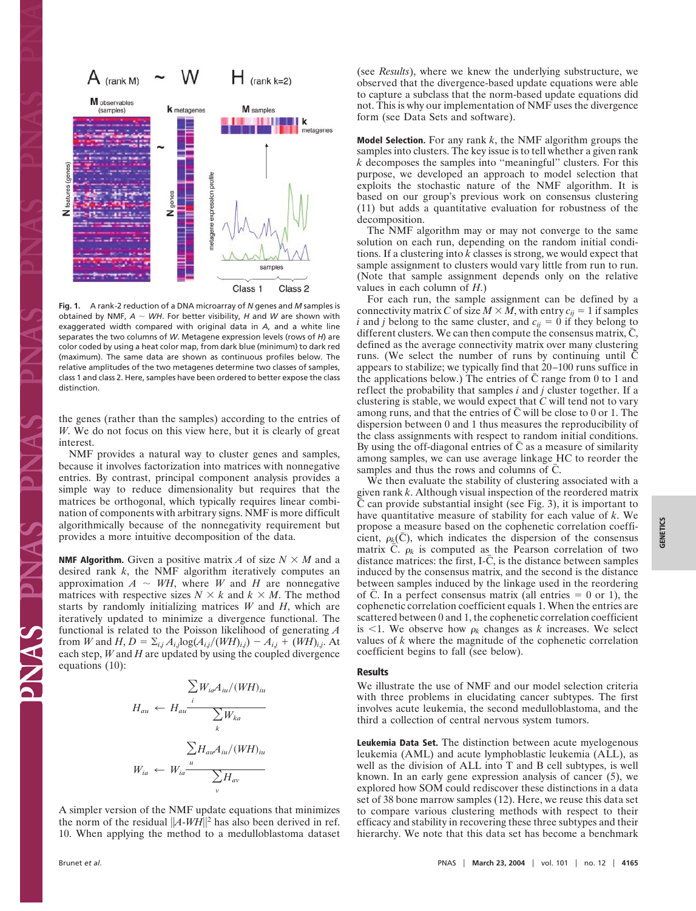Fig. 1. A rank-2 reduction of a DNA microarray of $N$ genes and $M$ samples is obtained by NMF, $A \sim WH$. For better visibility, $H$ and $W$ are shown with exaggerated width compared with original data in $A$, and a white line separates the two columns of $W$. Metagene expression levels (rows of $H$) are color coded by using a heat color map, from dark blue (minimum) to dark red (maximum). The same data are shown as continuous profiles below. The relative amplitudes of the two metagenes determine two classes of samples, class 1 and class 2. Here, samples have been ordered to better expose the class distinction.

the genes (rather than the samples) according to the entries of $W$. We do not focus on this view here, but it is clearly of great interest.

NMF provides a natural way to cluster genes and samples, because it involves factorization into matrices with nonnegative entries. By contrast, principal component analysis provides a simple way to reduce dimensionality but requires that the matrices be orthogonal, which typically requires linear combination of components with arbitrary signs. NMF is more difficult algorithmically because of the nonnegativity requirement but provides a more intuitive decomposition of the data.

**NMF Algorithm.** Given a positive matrix $A$ of size $N \times M$ and a desired rank $k$, the NMF algorithm iteratively computes an approximation $A \sim WH$, where $W$ and $H$ are nonnegative matrices with respective sizes $N \times k$ and $k \times M$. The method starts by randomly initializing matrices $W$ and $H$, which are iteratively updated to minimize a divergence functional. The functional is related to the Poisson likelihood of generating $A$ from $W$ and $H$, $D = \Sigma_{i,j} A_{i,j} \log(A_{i,j}/(WH)_{i,j}) - A_{i,j} + (WH)_{i,j}$. At each step, $W$ and $H$ are updated by using the coupled divergence equations (10):

$$H_{au} \leftarrow H_{au} \frac{\sum_i W_{ia} A_{iu}/(WH)_{iu}}{\sum_k W_{ka}}$$

$$W_{ia} \leftarrow W_{ia} \frac{\sum_u H_{au} A_{iu}/(WH)_{iu}}{\sum_v H_{av}}$$

A simpler version of the NMF update equations that minimizes the norm of the residual $\|A-WH\|^2$ has also been derived in ref. 10. When applying the method to a medulloblastoma dataset (see *Results*), where we knew the underlying substructure, we observed that the divergence-based update equations were able to capture a subclass that the norm-based update equations did not. This is why our implementation of NMF uses the divergence form (see Data Sets and software).

**Model Selection.** For any rank $k$, the NMF algorithm groups the samples into clusters. The key issue is to tell whether a given rank $k$ decomposes the samples into "meaningful" clusters. For this purpose, we developed an approach to model selection that exploits the stochastic nature of the NMF algorithm. It is based on our group's previous work on consensus clustering (11) but adds a quantitative evaluation for robustness of the decomposition.

The NMF algorithm may or may not converge to the same solution on each run, depending on the random initial conditions. If a clustering into $k$ classes is strong, we would expect that sample assignment to clusters would vary little from run to run. (Note that sample assignment depends only on the relative values in each column of $H$.)

For each run, the sample assignment can be defined by a connectivity matrix $C$ of size $M \times M$, with entry $c_{ij} = 1$ if samples $i$ and $j$ belong to the same cluster, and $c_{ij} = 0$ if they belong to different clusters. We can then compute the consensus matrix, $\bar{C}$, defined as the average connectivity matrix over many clustering runs. (We select the number of runs by continuing until $\bar{C}$ appears to stabilize; we typically find that 20–100 runs suffice in the applications below.) The entries of $\bar{C}$ range from 0 to 1 and reflect the probability that samples $i$ and $j$ cluster together. If a clustering is stable, we would expect that $C$ will tend not to vary among runs, and that the entries of $\bar{C}$ will be close to 0 or 1. The dispersion between 0 and 1 thus measures the reproducibility of the class assignments with respect to random initial conditions. By using the off-diagonal entries of $\bar{C}$ as a measure of similarity among samples, we can use average linkage HC to reorder the samples and thus the rows and columns of $\bar{C}$.

We then evaluate the stability of clustering associated with a given rank $k$. Although visual inspection of the reordered matrix $\bar{C}$ can provide substantial insight (see Fig. 3), it is important to have quantitative measure of stability for each value of $k$. We propose a measure based on the cophenetic correlation coefficient, $\rho_k(\bar{C})$, which indicates the dispersion of the consensus matrix $\bar{C}$. $\rho_k$ is computed as the Pearson correlation of two distance matrices: the first, I-$\bar{C}$, is the distance between samples induced by the consensus matrix, and the second is the distance between samples induced by the linkage used in the reordering of $\bar{C}$. In a perfect consensus matrix (all entries = 0 or 1), the cophenetic correlation coefficient equals 1. When the entries are scattered between 0 and 1, the cophenetic correlation coefficient is $<$1. We observe how $\rho_k$ changes as $k$ increases. We select values of $k$ where the magnitude of the cophenetic correlation coefficient begins to fall (see below).

## Results

We illustrate the use of NMF and our model selection criteria with three problems in elucidating cancer subtypes. The first involves acute leukemia, the second medulloblastoma, and the third a collection of central nervous system tumors.

**Leukemia Data Set.** The distinction between acute myelogenous leukemia (AML) and acute lymphoblastic leukemia (ALL), as well as the division of ALL into T and B cell subtypes, is well known. In an early gene expression analysis of cancer (5), we explored how SOM could rediscover these distinctions in a data set of 38 bone marrow samples (12). Here, we reuse this data set to compare various clustering methods with respect to their efficacy and stability in recovering these three subtypes and their hierarchy. We note that this data set has become a benchmark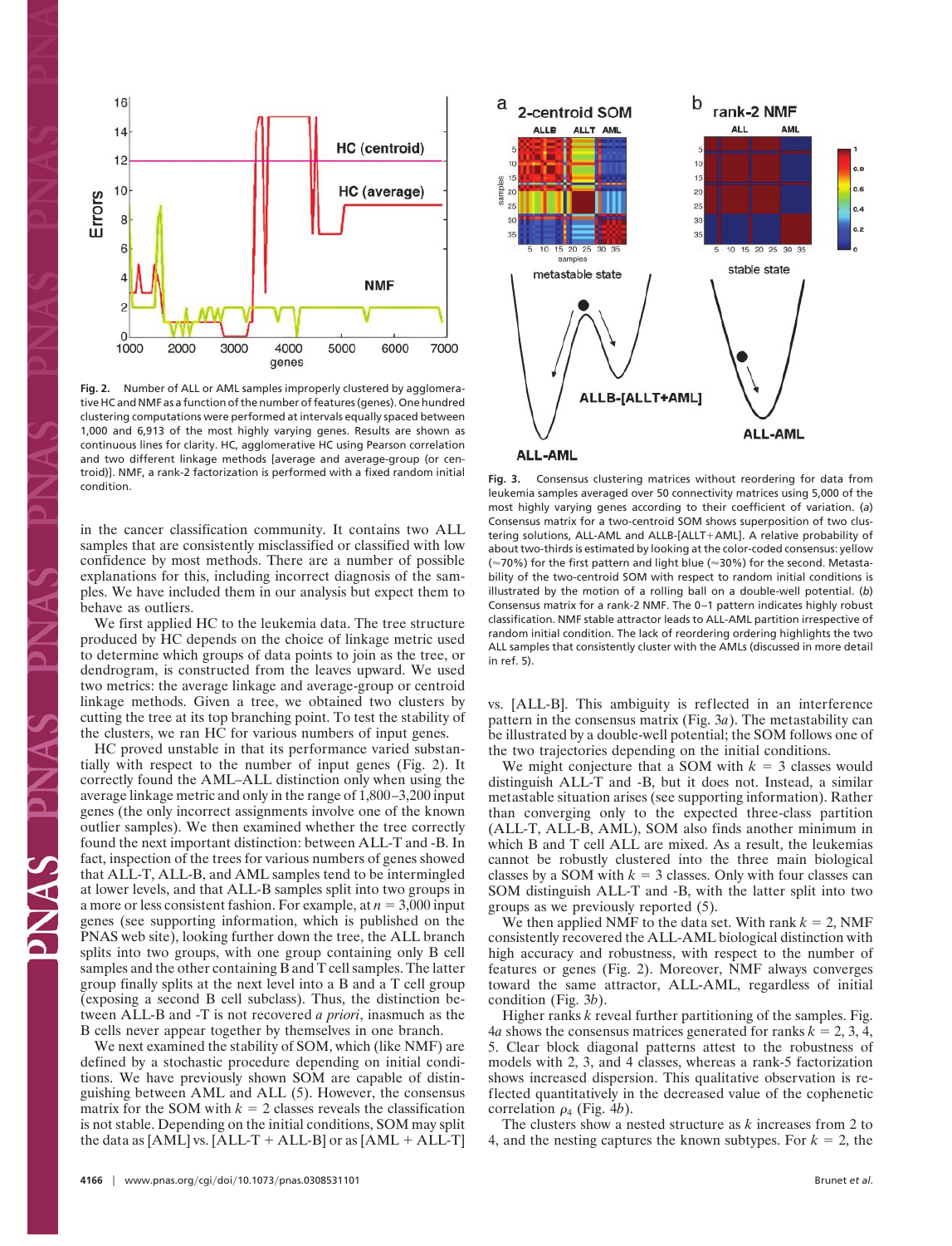16
14
12
10
8
6
4
2
0
Errors
1000 2000 3000 4000 5000 6000 7000
genes
HC (centroid)
HC (average)
NMF

**Fig. 2.** Number of ALL or AML samples improperly clustered by agglomerative HC and NMF as a function of the number of features (genes). One hundred clustering computations were performed at intervals equally spaced between 1,000 and 6,913 of the most highly varying genes. Results are shown as continuous lines for clarity. HC, agglomerative HC using Pearson correlation and two different linkage methods [average and average-group (or centroid)]. NMF, a rank-2 factorization is performed with a fixed random initial condition.

in the cancer classification community. It contains two ALL samples that are consistently misclassified or classified with low confidence by most methods. There are a number of possible explanations for this, including incorrect diagnosis of the samples. We have included them in our analysis but expect them to behave as outliers.

We first applied HC to the leukemia data. The tree structure produced by HC depends on the choice of linkage metric used to determine which groups of data points to join as the tree, or dendrogram, is constructed from the leaves upward. We used two metrics: the average linkage and average-group or centroid linkage methods. Given a tree, we obtained two clusters by cutting the tree at its top branching point. To test the stability of the clusters, we ran HC for various numbers of input genes.

HC proved unstable in that its performance varied substantially with respect to the number of input genes (Fig. 2). It correctly found the AML–ALL distinction only when using the average linkage metric and only in the range of 1,800–3,200 input genes (the only incorrect assignments involve one of the known outlier samples). We then examined whether the tree correctly found the next important distinction: between ALL-T and -B. In fact, inspection of the trees for various numbers of genes showed that ALL-T, ALL-B, and AML samples tend to be intermingled at lower levels, and that ALL-B samples split into two groups in a more or less consistent fashion. For example, at $n = 3{,}000$ input genes (see supporting information, which is published on the PNAS web site), looking further down the tree, the ALL branch splits into two groups, with one group containing only B cell samples and the other containing B and T cell samples. The latter group finally splits at the next level into a B and a T cell group (exposing a second B cell subclass). Thus, the distinction between ALL-B and -T is not recovered *a priori*, inasmuch as the B cells never appear together by themselves in one branch.

We next examined the stability of SOM, which (like NMF) are defined by a stochastic procedure depending on initial conditions. We have previously shown SOM are capable of distinguishing between AML and ALL (5). However, the consensus matrix for the SOM with $k = 2$ classes reveals the classification is not stable. Depending on the initial conditions, SOM may split the data as [AML] vs. [ALL-T + ALL-B] or as [AML + ALL-T] vs. [ALL-B]. This ambiguity is reflected in an interference pattern in the consensus matrix (Fig. 3*a*). The metastability can be illustrated by a double-well potential; the SOM follows one of the two trajectories depending on the initial conditions.

We might conjecture that a SOM with $k = 3$ classes would distinguish ALL-T and -B, but it does not. Instead, a similar metastable situation arises (see supporting information). Rather than converging only to the expected three-class partition (ALL-T, ALL-B, AML), SOM also finds another minimum in which B and T cell ALL are mixed. As a result, the leukemias cannot be robustly clustered into the three main biological classes by a SOM with $k = 3$ classes. Only with four classes can SOM distinguish ALL-T and -B, with the latter split into two groups as we previously reported (5).

We then applied NMF to the data set. With rank $k = 2$, NMF consistently recovered the ALL-AML biological distinction with high accuracy and robustness, with respect to the number of features or genes (Fig. 2). Moreover, NMF always converges toward the same attractor, ALL-AML, regardless of initial condition (Fig. 3*b*).

Higher ranks $k$ reveal further partitioning of the samples. Fig. 4*a* shows the consensus matrices generated for ranks $k = 2, 3, 4, 5$. Clear block diagonal patterns attest to the robustness of models with 2, 3, and 4 classes, whereas a rank-5 factorization shows increased dispersion. This qualitative observation is reflected quantitatively in the decreased value of the cophenetic correlation $\rho_4$ (Fig. 4*b*).

The clusters show a nested structure as $k$ increases from 2 to 4, and the nesting captures the known subtypes. For $k = 2$, the

a
2-centroid SOM
ALLB ALLT AML
samples
5 10 15 20 25 30 35
samples
metastable state
ALLB-[ALLT+AML]
ALL-AML

b
rank-2 NMF
ALL AML
5 10 15 20 25 30 35
1 0.8 0.6 0.4 0.2 0
stable state
ALL-AML

**Fig. 3.** Consensus clustering matrices without reordering for data from leukemia samples averaged over 50 connectivity matrices using 5,000 of the most highly varying genes according to their coefficient of variation. (*a*) Consensus matrix for a two-centroid SOM shows superposition of two clustering solutions, ALL-AML and ALLB-[ALLT+AML]. A relative probability of about two-thirds is estimated by looking at the color-coded consensus: yellow (≈70%) for the first pattern and light blue (≈30%) for the second. Metastability of the two-centroid SOM with respect to random initial conditions is illustrated by the motion of a rolling ball on a double-well potential. (*b*) Consensus matrix for a rank-2 NMF. The 0–1 pattern indicates highly robust classification. NMF stable attractor leads to ALL-AML partition irrespective of random initial condition. The lack of reordering ordering highlights the two ALL samples that consistently cluster with the AMLs (discussed in more detail in ref. 5).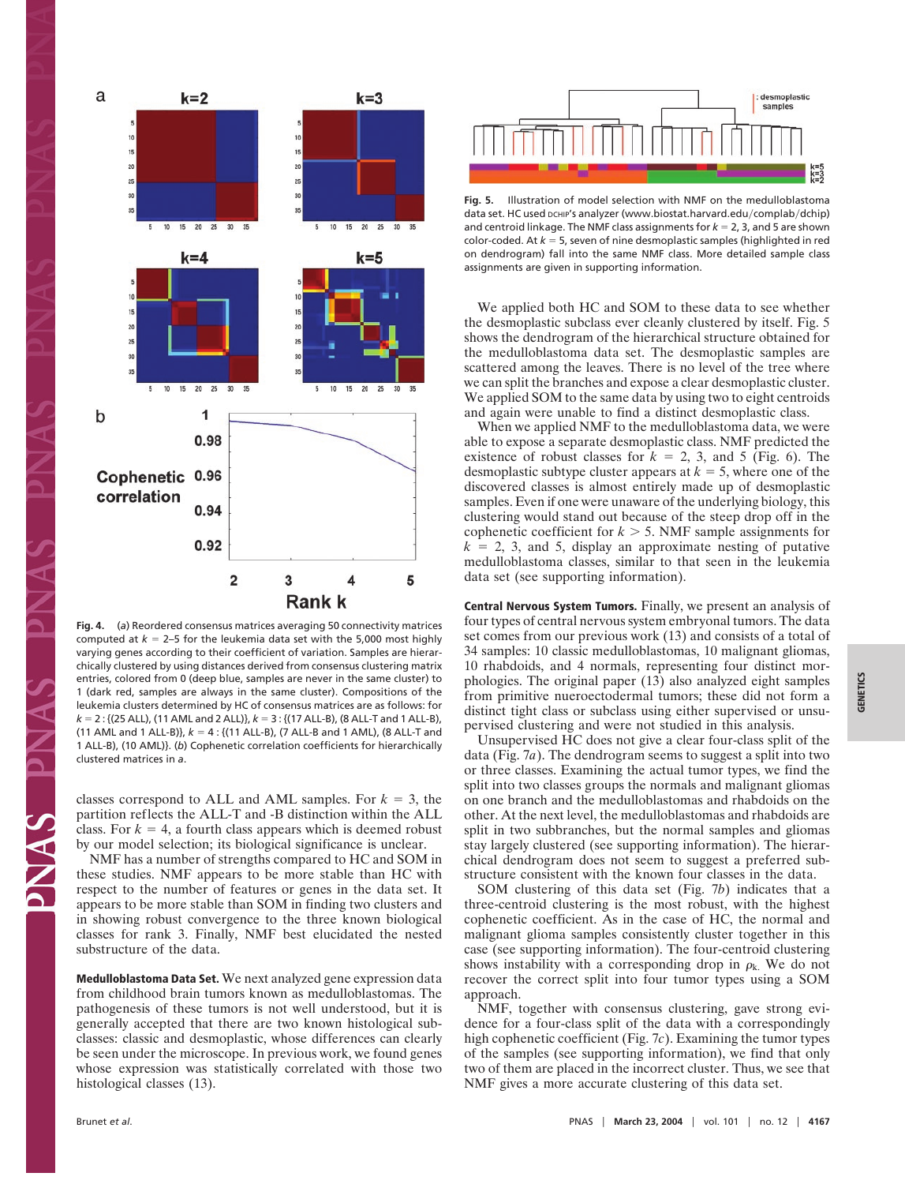Fig. 4. (*a*) Reordered consensus matrices averaging 50 connectivity matrices computed at $k = 2$–5 for the leukemia data set with the 5,000 most highly varying genes according to their coefficient of variation. Samples are hierarchically clustered by using distances derived from consensus clustering matrix entries, colored from 0 (deep blue, samples are never in the same cluster) to 1 (dark red, samples are always in the same cluster). Compositions of the leukemia clusters determined by HC of consensus matrices are as follows: for $k = 2$ : {(25 ALL), (11 AML and 2 ALL)}, $k = 3$ : {(17 ALL-B), (8 ALL-T and 1 ALL-B), (11 AML and 1 ALL-B)}, $k = 4$ : {(11 ALL-B), (7 ALL-B and 1 AML), (8 ALL-T and 1 ALL-B), (10 AML)}. (*b*) Cophenetic correlation coefficients for hierarchically clustered matrices in *a*.

classes correspond to ALL and AML samples. For $k = 3$, the partition reflects the ALL-T and -B distinction within the ALL class. For $k = 4$, a fourth class appears which is deemed robust by our model selection; its biological significance is unclear.

NMF has a number of strengths compared to HC and SOM in these studies. NMF appears to be more stable than HC with respect to the number of features or genes in the data set. It appears to be more stable than SOM in finding two clusters and in showing robust convergence to the three known biological classes for rank 3. Finally, NMF best elucidated the nested substructure of the data.

**Medulloblastoma Data Set.** We next analyzed gene expression data from childhood brain tumors known as medulloblastomas. The pathogenesis of these tumors is not well understood, but it is generally accepted that there are two known histological subclasses: classic and desmoplastic, whose differences can clearly be seen under the microscope. In previous work, we found genes whose expression was statistically correlated with those two histological classes (13).

Fig. 5. Illustration of model selection with NMF on the medulloblastoma data set. HC used DCHIP's analyzer (www.biostat.harvard.edu/complab/dchip) and centroid linkage. The NMF class assignments for $k = 2$, 3, and 5 are shown color-coded. At $k = 5$, seven of nine desmoplastic samples (highlighted in red on dendrogram) fall into the same NMF class. More detailed sample class assignments are given in supporting information.

We applied both HC and SOM to these data to see whether the desmoplastic subclass ever cleanly clustered by itself. Fig. 5 shows the dendrogram of the hierarchical structure obtained for the medulloblastoma data set. The desmoplastic samples are scattered among the leaves. There is no level of the tree where we can split the branches and expose a clear desmoplastic cluster. We applied SOM to the same data by using two to eight centroids and again were unable to find a distinct desmoplastic class.

When we applied NMF to the medulloblastoma data, we were able to expose a separate desmoplastic class. NMF predicted the existence of robust classes for $k = 2$, 3, and 5 (Fig. 6). The desmoplastic subtype cluster appears at $k = 5$, where one of the discovered classes is almost entirely made up of desmoplastic samples. Even if one were unaware of the underlying biology, this clustering would stand out because of the steep drop off in the cophenetic coefficient for $k > 5$. NMF sample assignments for $k = 2$, 3, and 5, display an approximate nesting of putative medulloblastoma classes, similar to that seen in the leukemia data set (see supporting information).

**Central Nervous System Tumors.** Finally, we present an analysis of four types of central nervous system embryonal tumors. The data set comes from our previous work (13) and consists of a total of 34 samples: 10 classic medulloblastomas, 10 malignant gliomas, 10 rhabdoids, and 4 normals, representing four distinct morphologies. The original paper (13) also analyzed eight samples from primitive nueroectodermal tumors; these did not form a distinct tight class or subclass using either supervised or unsupervised clustering and were not studied in this analysis.

Unsupervised HC does not give a clear four-class split of the data (Fig. 7*a*). The dendrogram seems to suggest a split into two or three classes. Examining the actual tumor types, we find the split into two classes groups the normals and malignant gliomas on one branch and the medulloblastomas and rhabdoids on the other. At the next level, the medulloblastomas and rhabdoids are split in two subbranches, but the normal samples and gliomas stay largely clustered (see supporting information). The hierarchical dendrogram does not seem to suggest a preferred substructure consistent with the known four classes in the data.

SOM clustering of this data set (Fig. 7*b*) indicates that a three-centroid clustering is the most robust, with the highest cophenetic coefficient. As in the case of HC, the normal and malignant glioma samples consistently cluster together in this case (see supporting information). The four-centroid clustering shows instability with a corresponding drop in $\rho_k$. We do not recover the correct split into four tumor types using a SOM approach.

NMF, together with consensus clustering, gave strong evidence for a four-class split of the data with a correspondingly high cophenetic coefficient (Fig. 7*c*). Examining the tumor types of the samples (see supporting information), we find that only two of them are placed in the incorrect cluster. Thus, we see that NMF gives a more accurate clustering of this data set.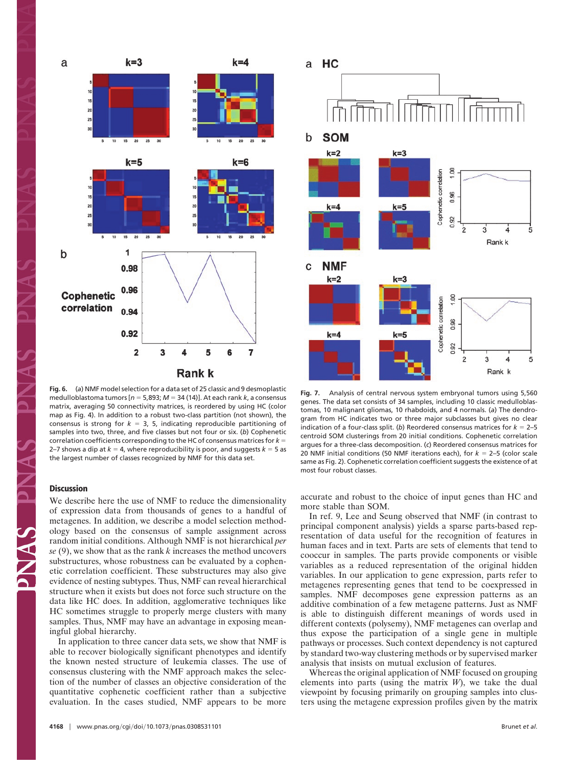a

k=3

k=4

k=5

k=6

b

Cophenetic correlation

1

0.98

0.96

0.94

0.92

2 3 4 5 6 7

Rank k

**Fig. 6.** (*a*) NMF model selection for a data set of 25 classic and 9 desmoplastic medulloblastoma tumors [$n = 5{,}893$; $M = 34$ (14)]. At each rank $k$, a consensus matrix, averaging 50 connectivity matrices, is reordered by using HC (color map as Fig. 4). In addition to a robust two-class partition (not shown), the consensus is strong for $k = 3$, 5, indicating reproducible partitioning of samples into two, three, and five classes but not four or six. (*b*) Cophenetic correlation coefficients corresponding to the HC of consensus matrices for $k = 2$–7 shows a dip at $k = 4$, where reproducibility is poor, and suggests $k = 5$ as the largest number of classes recognized by NMF for this data set.

a HC

b SOM

k=2 k=3 k=4 k=5

Cophenetic correlation

0.92 0.96 1.00

Rank k

2 3 4 5

c NMF

k=2 k=3 k=4 k=5

Cophenetic correlation

0.92 0.96 1.00

Rank k

2 3 4 5

**Fig. 7.** Analysis of central nervous system embryonal tumors using 5,560 genes. The data set consists of 34 samples, including 10 classic medulloblastomas, 10 malignant gliomas, 10 rhabdoids, and 4 normals. (*a*) The dendrogram from HC indicates two or three major subclasses but gives no clear indication of a four-class split. (*b*) Reordered consensus matrices for $k = 2$–5 centroid SOM clusterings from 20 initial conditions. Cophenetic correlation argues for a three-class decomposition. (*c*) Reordered consensus matrices for 20 NMF initial conditions (50 NMF iterations each), for $k = 2$–5 (color scale same as Fig. 2). Cophenetic correlation coefficient suggests the existence of at most four robust classes.

## Discussion

We describe here the use of NMF to reduce the dimensionality of expression data from thousands of genes to a handful of metagenes. In addition, we describe a model selection methodology based on the consensus of sample assignment across random initial conditions. Although NMF is not hierarchical *per se* (9), we show that as the rank $k$ increases the method uncovers substructures, whose robustness can be evaluated by a cophenetic correlation coefficient. These substructures may also give evidence of nesting subtypes. Thus, NMF can reveal hierarchical structure when it exists but does not force such structure on the data like HC does. In addition, agglomerative techniques like HC sometimes struggle to properly merge clusters with many samples. Thus, NMF may have an advantage in exposing meaningful global hierarchy.

In application to three cancer data sets, we show that NMF is able to recover biologically significant phenotypes and identify the known nested structure of leukemia classes. The use of consensus clustering with the NMF approach makes the selection of the number of classes an objective consideration of the quantitative cophenetic coefficient rather than a subjective evaluation. In the cases studied, NMF appears to be more accurate and robust to the choice of input genes than HC and more stable than SOM.

In ref. 9, Lee and Seung observed that NMF (in contrast to principal component analysis) yields a sparse parts-based representation of data useful for the recognition of features in human faces and in text. The parts are sets of elements that tend to cooccur in samples. The parts provide components or visible variables as a reduced representation of the original hidden variables. In our application to gene expression, parts refer to metagenes representing genes that tend to be coexpressed in samples. NMF decomposes gene expression patterns as an additive combination of a few metagene patterns. Just as NMF is able to distinguish different meanings of words used in different contexts (polysemy), NMF metagenes can overlap and thus expose the participation of a single gene in multiple pathways or processes. Such context dependency is not captured by standard two-way clustering methods or by supervised marker analysis that insists on mutual exclusion of features.

Whereas the original application of NMF focused on grouping elements into parts (using the matrix $W$), we take the dual viewpoint by focusing primarily on grouping samples into clusters using the metagene expression profiles given by the matrix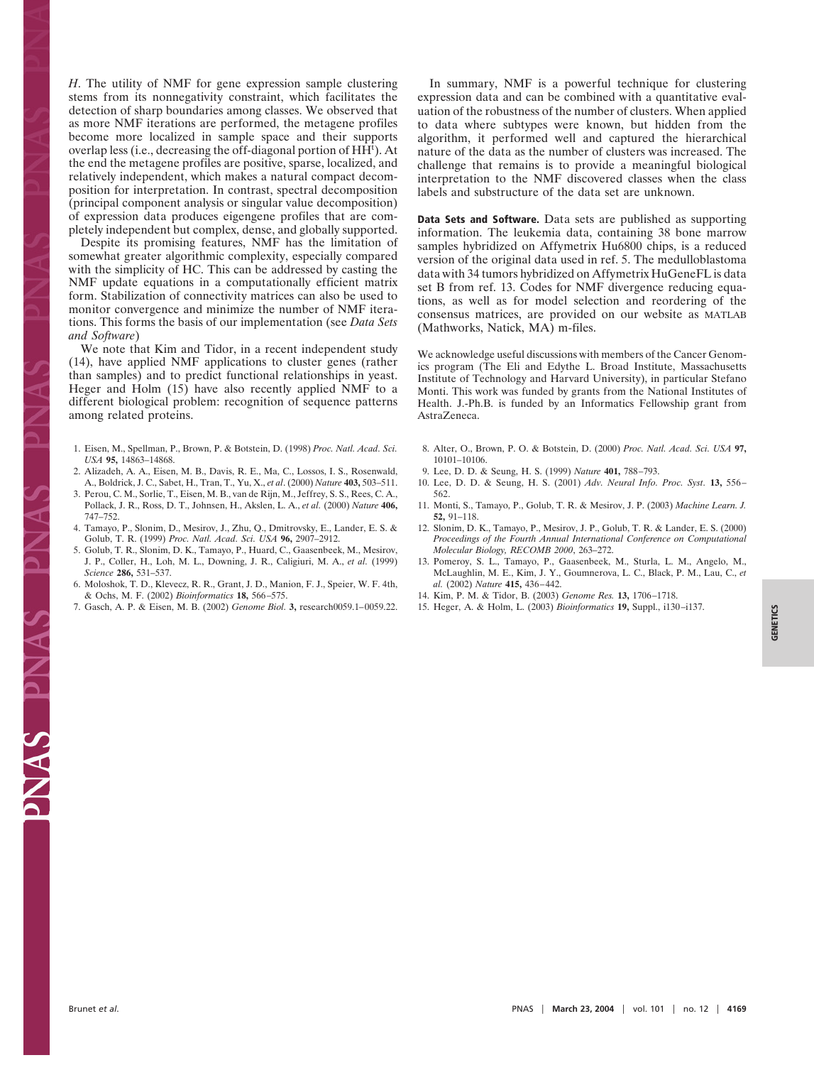*H*. The utility of NMF for gene expression sample clustering stems from its nonnegativity constraint, which facilitates the detection of sharp boundaries among classes. We observed that as more NMF iterations are performed, the metagene profiles become more localized in sample space and their supports overlap less (i.e., decreasing the off-diagonal portion of $HH^t$). At the end the metagene profiles are positive, sparse, localized, and relatively independent, which makes a natural compact decomposition for interpretation. In contrast, spectral decomposition (principal component analysis or singular value decomposition) of expression data produces eigengene profiles that are completely independent but complex, dense, and globally supported.

Despite its promising features, NMF has the limitation of somewhat greater algorithmic complexity, especially compared with the simplicity of HC. This can be addressed by casting the NMF update equations in a computationally efficient matrix form. Stabilization of connectivity matrices can also be used to monitor convergence and minimize the number of NMF iterations. This forms the basis of our implementation (see *Data Sets and Software*)

We note that Kim and Tidor, in a recent independent study (14), have applied NMF applications to cluster genes (rather than samples) and to predict functional relationships in yeast. Heger and Holm (15) have also recently applied NMF to a different biological problem: recognition of sequence patterns among related proteins.

In summary, NMF is a powerful technique for clustering expression data and can be combined with a quantitative evaluation of the robustness of the number of clusters. When applied to data where subtypes were known, but hidden from the algorithm, it performed well and captured the hierarchical nature of the data as the number of clusters was increased. The challenge that remains is to provide a meaningful biological interpretation to the NMF discovered classes when the class labels and substructure of the data set are unknown.

**Data Sets and Software.** Data sets are published as supporting information. The leukemia data, containing 38 bone marrow samples hybridized on Affymetrix Hu6800 chips, is a reduced version of the original data used in ref. 5. The medulloblastoma data with 34 tumors hybridized on Affymetrix HuGeneFL is data set B from ref. 13. Codes for NMF divergence reducing equations, as well as for model selection and reordering of the consensus matrices, are provided on our website as MATLAB (Mathworks, Natick, MA) m-files.

We acknowledge useful discussions with members of the Cancer Genomics program (The Eli and Edythe L. Broad Institute, Massachusetts Institute of Technology and Harvard University), in particular Stefano Monti. This work was funded by grants from the National Institutes of Health. J.-Ph.B. is funded by an Informatics Fellowship grant from AstraZeneca.

1. Eisen, M., Spellman, P., Brown, P. & Botstein, D. (1998) *Proc. Natl. Acad. Sci. USA* **95,** 14863–14868.
2. Alizadeh, A. A., Eisen, M. B., Davis, R. E., Ma, C., Lossos, I. S., Rosenwald, A., Boldrick, J. C., Sabet, H., Tran, T., Yu, X., *et al*. (2000) *Nature* **403,** 503–511.
3. Perou, C. M., Sorlie, T., Eisen, M. B., van de Rijn, M., Jeffrey, S. S., Rees, C. A., Pollack, J. R., Ross, D. T., Johnsen, H., Akslen, L. A., *et al.* (2000) *Nature* **406,** 747–752.
4. Tamayo, P., Slonim, D., Mesirov, J., Zhu, Q., Dmitrovsky, E., Lander, E. S. & Golub, T. R. (1999) *Proc. Natl. Acad. Sci. USA* **96,** 2907–2912.
5. Golub, T. R., Slonim, D. K., Tamayo, P., Huard, C., Gaasenbeek, M., Mesirov, J. P., Coller, H., Loh, M. L., Downing, J. R., Caligiuri, M. A., *et al.* (1999) *Science* **286,** 531–537.
6. Moloshok, T. D., Klevecz, R. R., Grant, J. D., Manion, F. J., Speier, W. F. 4th, & Ochs, M. F. (2002) *Bioinformatics* **18,** 566–575.
7. Gasch, A. P. & Eisen, M. B. (2002) *Genome Biol.* **3,** research0059.1–0059.22.
8. Alter, O., Brown, P. O. & Botstein, D. (2000) *Proc. Natl. Acad. Sci. USA* **97,** 10101–10106.
9. Lee, D. D. & Seung, H. S. (1999) *Nature* **401,** 788–793.
10. Lee, D. D. & Seung, H. S. (2001) *Adv. Neural Info. Proc. Syst*. **13,** 556–562.
11. Monti, S., Tamayo, P., Golub, T. R. & Mesirov, J. P. (2003) *Machine Learn. J.* **52,** 91–118.
12. Slonim, D. K., Tamayo, P., Mesirov, J. P., Golub, T. R. & Lander, E. S. (2000) *Proceedings of the Fourth Annual International Conference on Computational Molecular Biology, RECOMB 2000*, 263–272.
13. Pomeroy, S. L., Tamayo, P., Gaasenbeek, M., Sturla, L. M., Angelo, M., McLaughlin, M. E., Kim, J. Y., Goumnerova, L. C., Black, P. M., Lau, C., *et al.* (2002) *Nature* **415,** 436–442.
14. Kim, P. M. & Tidor, B. (2003) *Genome Res.* **13,** 1706–1718.
15. Heger, A. & Holm, L. (2003) *Bioinformatics* **19,** Suppl., i130–i137.